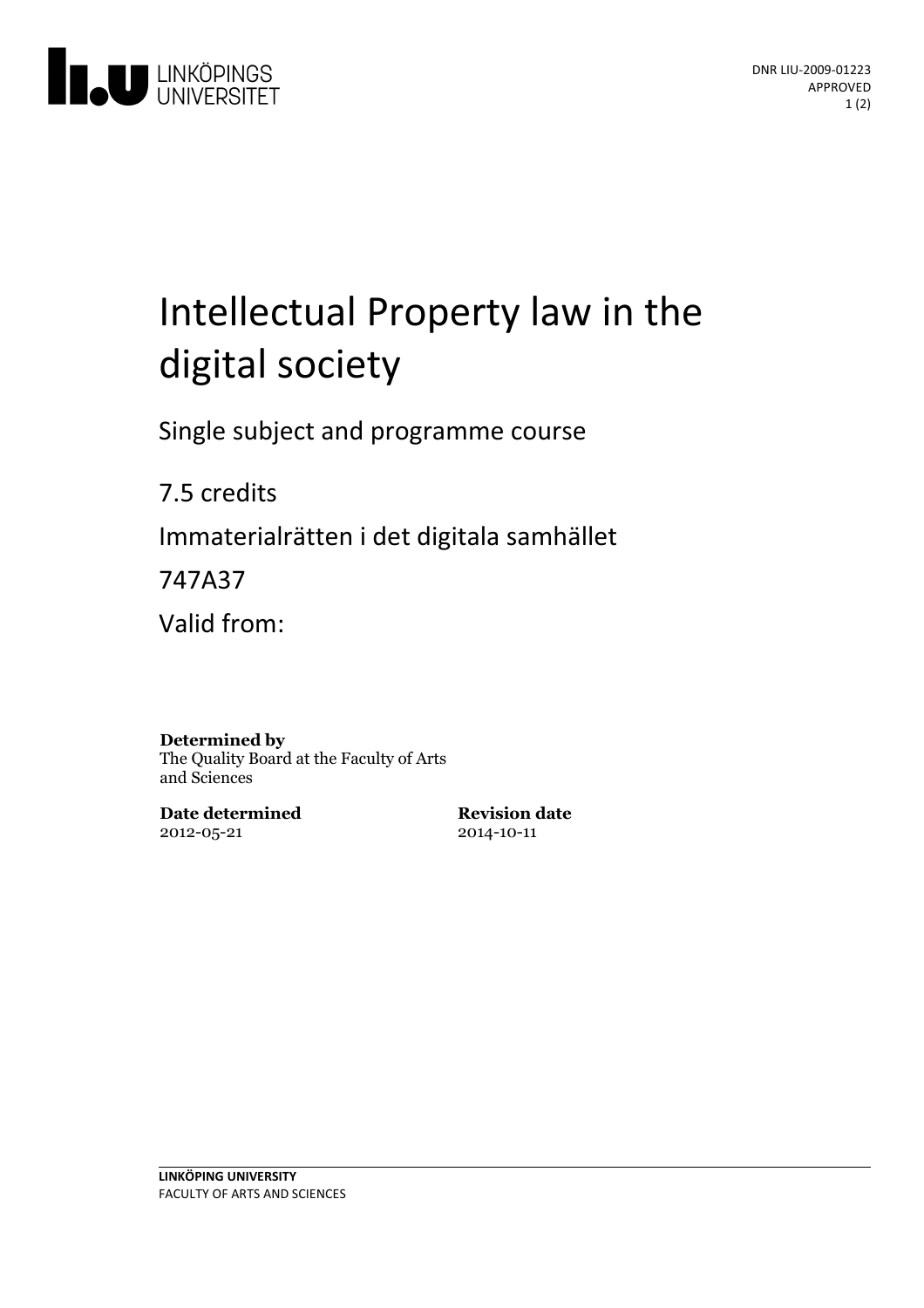DNR LIU-2009-01223
APPROVED

# Intellectual Property law in the digital society

Single subject and programme course

7.5 credits

Immaterialrätten i det digitala samhället

747A37

Valid from:

**Determined by**
The Quality Board at the Faculty of Arts and Sciences

**Date determined**
2012-05-21

**Revision date**
2014-10-11

LINKÖPING UNIVERSITY
FACULTY OF ARTS AND SCIENCES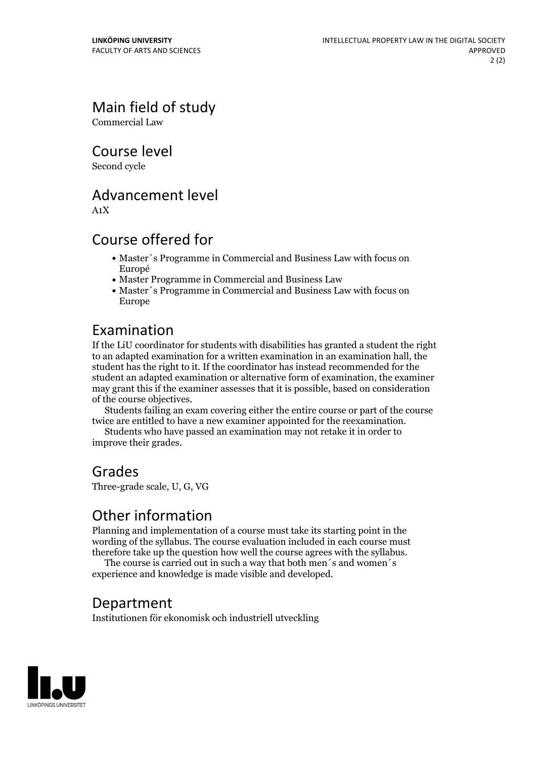## Main field of study

Commercial Law

## Course level

Second cycle

## Advancement level

A1X

## Course offered for

- Master´s Programme in Commercial and Business Law with focus on Europé
- Master Programme in Commercial and Business Law
- Master´s Programme in Commercial and Business Law with focus on Europe

## Examination

If the LiU coordinator for students with disabilities has granted a student the right to an adapted examination for a written examination in an examination hall, the student has the right to it. If the coordinator has instead recommended for the student an adapted examination or alternative form of examination, the examiner may grant this if the examiner assesses that it is possible, based on consideration of the course objectives.

Students failing an exam covering either the entire course or part of the course twice are entitled to have a new examiner appointed for the reexamination.

Students who have passed an examination may not retake it in order to improve their grades.

## Grades

Three-grade scale, U, G, VG

## Other information

Planning and implementation of a course must take its starting point in the wording of the syllabus. The course evaluation included in each course must therefore take up the question how well the course agrees with the syllabus.

The course is carried out in such a way that both men´s and women´s experience and knowledge is made visible and developed.

## Department

Institutionen för ekonomisk och industriell utveckling